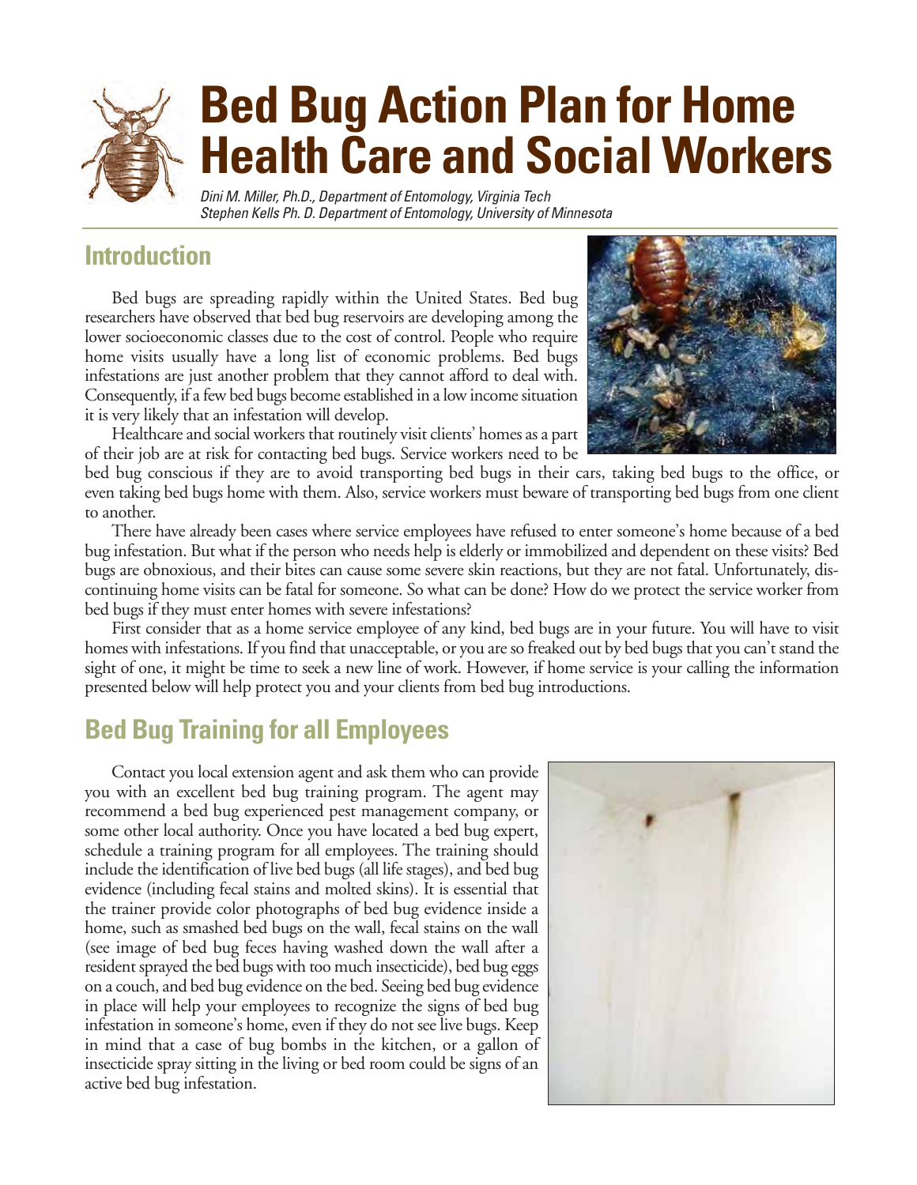# Bed Bug Action Plan for Home Health Care and Social Workers

*Dini M. Miller, Ph.D., Department of Entomology, Virginia Tech*
*Stephen Kells Ph. D. Department of Entomology, University of Minnesota*

## Introduction

Bed bugs are spreading rapidly within the United States. Bed bug researchers have observed that bed bug reservoirs are developing among the lower socioeconomic classes due to the cost of control. People who require home visits usually have a long list of economic problems. Bed bugs infestations are just another problem that they cannot afford to deal with. Consequently, if a few bed bugs become established in a low income situation it is very likely that an infestation will develop.

Healthcare and social workers that routinely visit clients' homes as a part of their job are at risk for contacting bed bugs. Service workers need to be bed bug conscious if they are to avoid transporting bed bugs in their cars, taking bed bugs to the office, or even taking bed bugs home with them. Also, service workers must beware of transporting bed bugs from one client to another.

There have already been cases where service employees have refused to enter someone's home because of a bed bug infestation. But what if the person who needs help is elderly or immobilized and dependent on these visits? Bed bugs are obnoxious, and their bites can cause some severe skin reactions, but they are not fatal. Unfortunately, discontinuing home visits can be fatal for someone. So what can be done? How do we protect the service worker from bed bugs if they must enter homes with severe infestations?

First consider that as a home service employee of any kind, bed bugs are in your future. You will have to visit homes with infestations. If you find that unacceptable, or you are so freaked out by bed bugs that you can't stand the sight of one, it might be time to seek a new line of work. However, if home service is your calling the information presented below will help protect you and your clients from bed bug introductions.

## Bed Bug Training for all Employees

Contact you local extension agent and ask them who can provide you with an excellent bed bug training program. The agent may recommend a bed bug experienced pest management company, or some other local authority. Once you have located a bed bug expert, schedule a training program for all employees. The training should include the identification of live bed bugs (all life stages), and bed bug evidence (including fecal stains and molted skins). It is essential that the trainer provide color photographs of bed bug evidence inside a home, such as smashed bed bugs on the wall, fecal stains on the wall (see image of bed bug feces having washed down the wall after a resident sprayed the bed bugs with too much insecticide), bed bug eggs on a couch, and bed bug evidence on the bed. Seeing bed bug evidence in place will help your employees to recognize the signs of bed bug infestation in someone's home, even if they do not see live bugs. Keep in mind that a case of bug bombs in the kitchen, or a gallon of insecticide spray sitting in the living or bed room could be signs of an active bed bug infestation.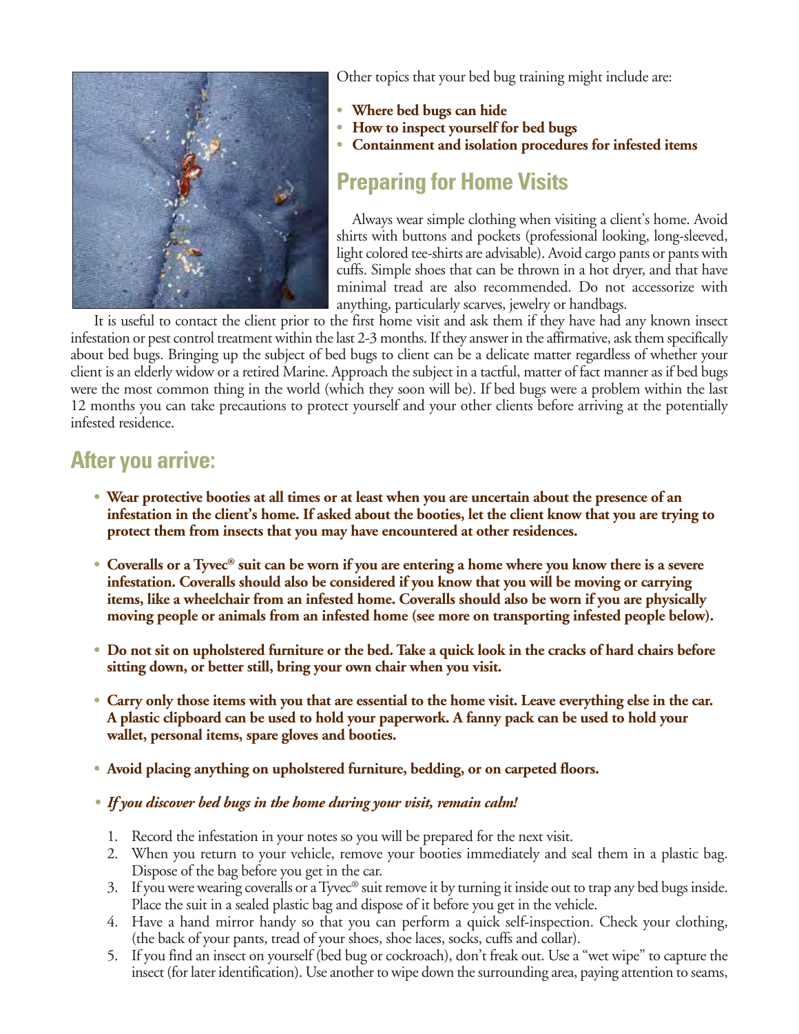Other topics that your bed bug training might include are:

- **Where bed bugs can hide**
- **How to inspect yourself for bed bugs**
- **Containment and isolation procedures for infested items**

## Preparing for Home Visits

Always wear simple clothing when visiting a client's home. Avoid shirts with buttons and pockets (professional looking, long-sleeved, light colored tee-shirts are advisable). Avoid cargo pants or pants with cuffs. Simple shoes that can be thrown in a hot dryer, and that have minimal tread are also recommended. Do not accessorize with anything, particularly scarves, jewelry or handbags.

It is useful to contact the client prior to the first home visit and ask them if they have had any known insect infestation or pest control treatment within the last 2-3 months. If they answer in the affirmative, ask them specifically about bed bugs. Bringing up the subject of bed bugs to client can be a delicate matter regardless of whether your client is an elderly widow or a retired Marine. Approach the subject in a tactful, matter of fact manner as if bed bugs were the most common thing in the world (which they soon will be). If bed bugs were a problem within the last 12 months you can take precautions to protect yourself and your other clients before arriving at the potentially infested residence.

## After you arrive:

- **Wear protective booties at all times or at least when you are uncertain about the presence of an infestation in the client's home. If asked about the booties, let the client know that you are trying to protect them from insects that you may have encountered at other residences.**

- **Coveralls or a Tyvec® suit can be worn if you are entering a home where you know there is a severe infestation. Coveralls should also be considered if you know that you will be moving or carrying items, like a wheelchair from an infested home. Coveralls should also be worn if you are physically moving people or animals from an infested home (see more on transporting infested people below).**

- **Do not sit on upholstered furniture or the bed. Take a quick look in the cracks of hard chairs before sitting down, or better still, bring your own chair when you visit.**

- **Carry only those items with you that are essential to the home visit. Leave everything else in the car. A plastic clipboard can be used to hold your paperwork. A fanny pack can be used to hold your wallet, personal items, spare gloves and booties.**

- **Avoid placing anything on upholstered furniture, bedding, or on carpeted floors.**

- ***If you discover bed bugs in the home during your visit, remain calm!***

1. Record the infestation in your notes so you will be prepared for the next visit.
2. When you return to your vehicle, remove your booties immediately and seal them in a plastic bag. Dispose of the bag before you get in the car.
3. If you were wearing coveralls or a Tyvec® suit remove it by turning it inside out to trap any bed bugs inside. Place the suit in a sealed plastic bag and dispose of it before you get in the vehicle.
4. Have a hand mirror handy so that you can perform a quick self-inspection. Check your clothing, (the back of your pants, tread of your shoes, shoe laces, socks, cuffs and collar).
5. If you find an insect on yourself (bed bug or cockroach), don't freak out. Use a "wet wipe" to capture the insect (for later identification). Use another to wipe down the surrounding area, paying attention to seams,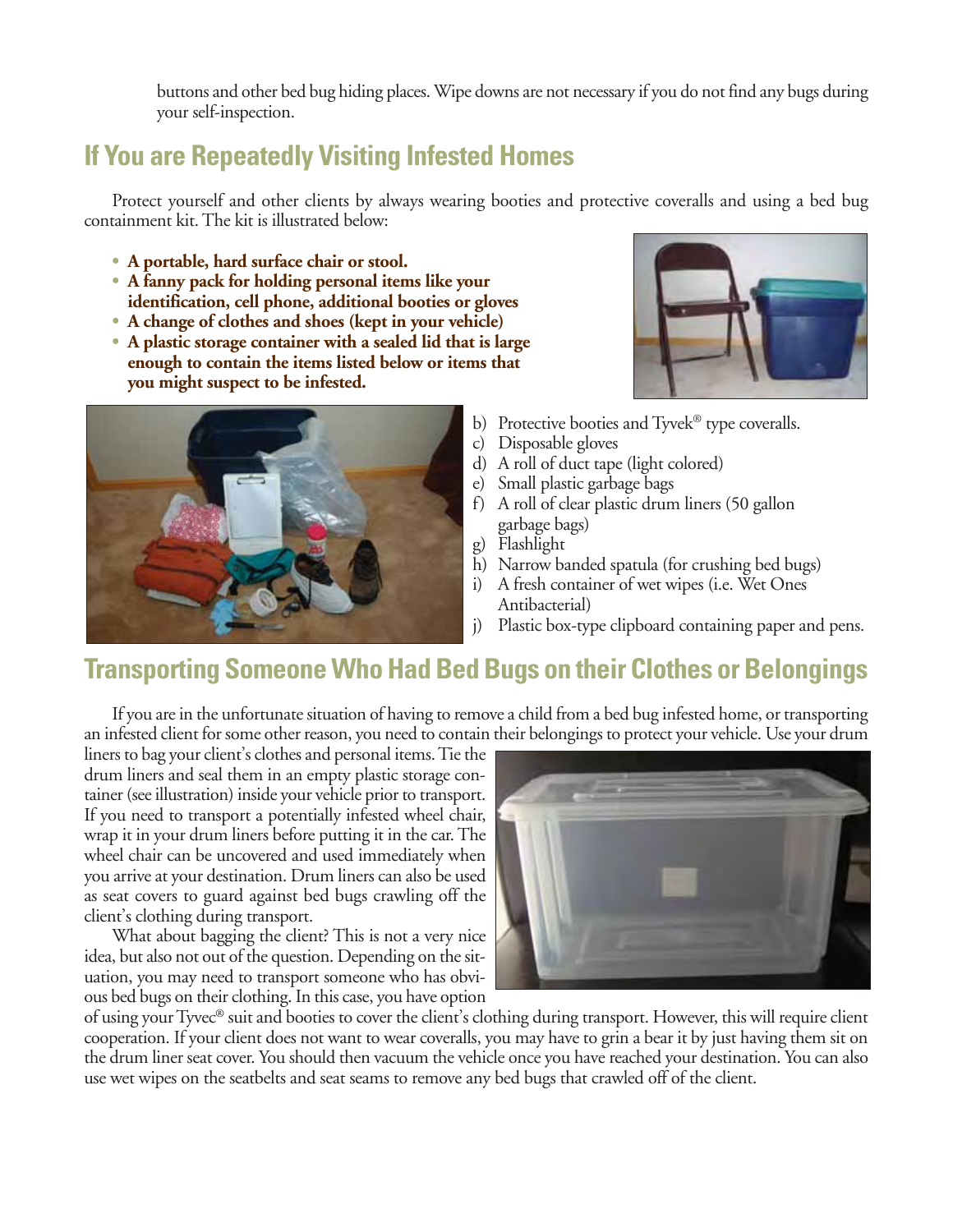buttons and other bed bug hiding places. Wipe downs are not necessary if you do not find any bugs during your self-inspection.

## If You are Repeatedly Visiting Infested Homes

Protect yourself and other clients by always wearing booties and protective coveralls and using a bed bug containment kit. The kit is illustrated below:

- **A portable, hard surface chair or stool.**
- **A fanny pack for holding personal items like your identification, cell phone, additional booties or gloves**
- **A change of clothes and shoes (kept in your vehicle)**
- **A plastic storage container with a sealed lid that is large enough to contain the items listed below or items that you might suspect to be infested.**

b) Protective booties and Tyvek® type coveralls.
c) Disposable gloves
d) A roll of duct tape (light colored)
e) Small plastic garbage bags
f) A roll of clear plastic drum liners (50 gallon garbage bags)
g) Flashlight
h) Narrow banded spatula (for crushing bed bugs)
i) A fresh container of wet wipes (i.e. Wet Ones Antibacterial)
j) Plastic box-type clipboard containing paper and pens.

## Transporting Someone Who Had Bed Bugs on their Clothes or Belongings

If you are in the unfortunate situation of having to remove a child from a bed bug infested home, or transporting an infested client for some other reason, you need to contain their belongings to protect your vehicle. Use your drum liners to bag your client's clothes and personal items. Tie the drum liners and seal them in an empty plastic storage container (see illustration) inside your vehicle prior to transport. If you need to transport a potentially infested wheel chair, wrap it in your drum liners before putting it in the car. The wheel chair can be uncovered and used immediately when you arrive at your destination. Drum liners can also be used as seat covers to guard against bed bugs crawling off the client's clothing during transport.

What about bagging the client? This is not a very nice idea, but also not out of the question. Depending on the situation, you may need to transport someone who has obvious bed bugs on their clothing. In this case, you have option of using your Tyvec® suit and booties to cover the client's clothing during transport. However, this will require client cooperation. If your client does not want to wear coveralls, you may have to grin a bear it by just having them sit on the drum liner seat cover. You should then vacuum the vehicle once you have reached your destination. You can also use wet wipes on the seatbelts and seat seams to remove any bed bugs that crawled off of the client.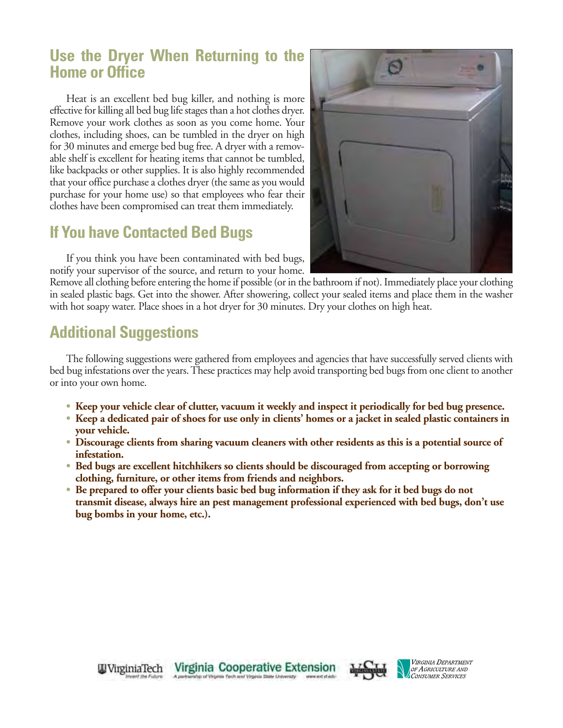## Use the Dryer When Returning to the Home or Office

Heat is an excellent bed bug killer, and nothing is more effective for killing all bed bug life stages than a hot clothes dryer. Remove your work clothes as soon as you come home. Your clothes, including shoes, can be tumbled in the dryer on high for 30 minutes and emerge bed bug free. A dryer with a removable shelf is excellent for heating items that cannot be tumbled, like backpacks or other supplies. It is also highly recommended that your office purchase a clothes dryer (the same as you would purchase for your home use) so that employees who fear their clothes have been compromised can treat them immediately.

## If You have Contacted Bed Bugs

If you think you have been contaminated with bed bugs, notify your supervisor of the source, and return to your home. Remove all clothing before entering the home if possible (or in the bathroom if not). Immediately place your clothing in sealed plastic bags. Get into the shower. After showering, collect your sealed items and place them in the washer with hot soapy water. Place shoes in a hot dryer for 30 minutes. Dry your clothes on high heat.

## Additional Suggestions

The following suggestions were gathered from employees and agencies that have successfully served clients with bed bug infestations over the years. These practices may help avoid transporting bed bugs from one client to another or into your own home.

- **Keep your vehicle clear of clutter, vacuum it weekly and inspect it periodically for bed bug presence.**
- **Keep a dedicated pair of shoes for use only in clients' homes or a jacket in sealed plastic containers in your vehicle.**
- **Discourage clients from sharing vacuum cleaners with other residents as this is a potential source of infestation.**
- **Bed bugs are excellent hitchhikers so clients should be discouraged from accepting or borrowing clothing, furniture, or other items from friends and neighbors.**
- **Be prepared to offer your clients basic bed bug information if they ask for it bed bugs do not transmit disease, always hire an pest management professional experienced with bed bugs, don't use bug bombs in your home, etc.).**